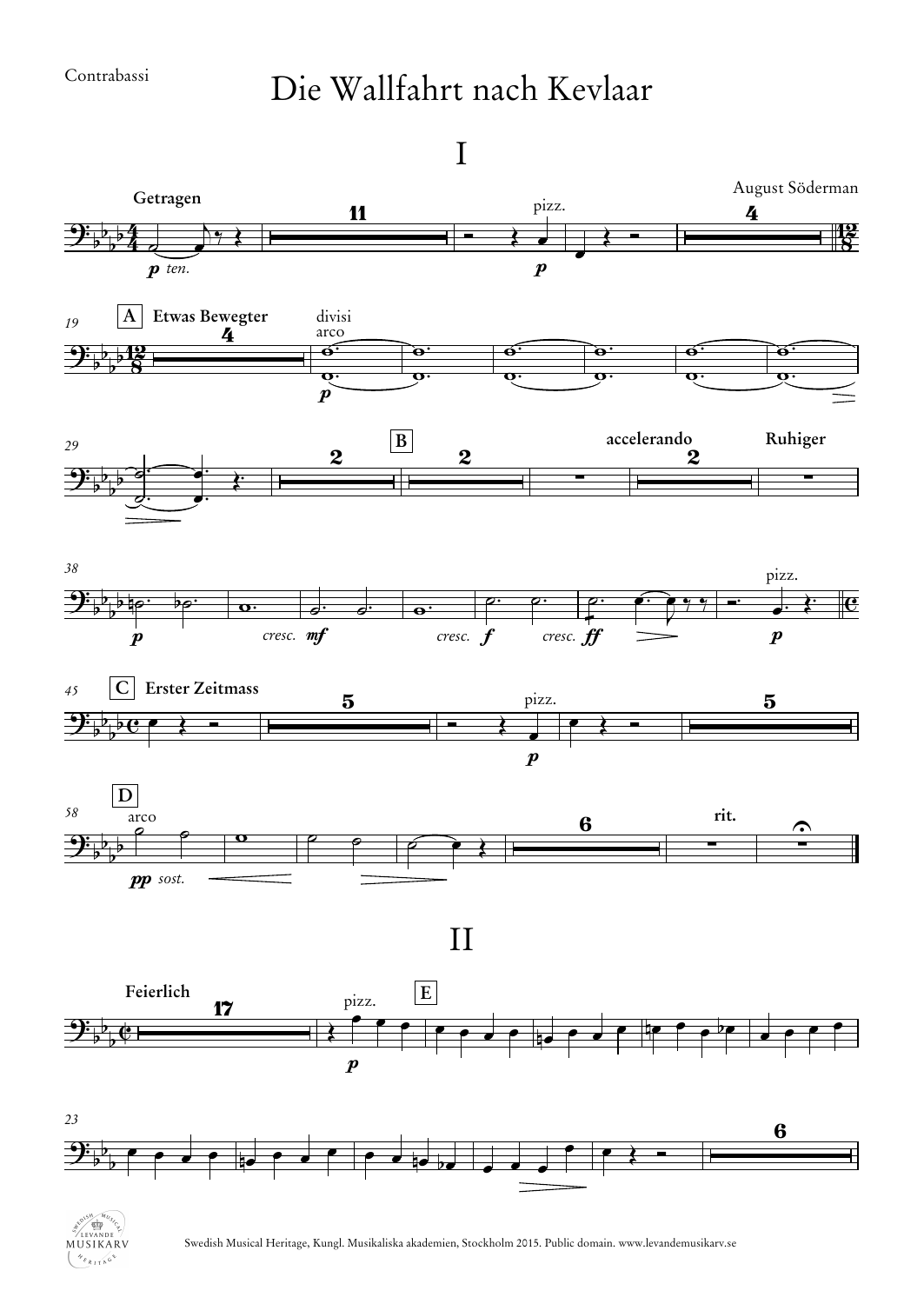Contrabassi

# Die Wallfahrt nach Kevlaar

## I

August Söderman

Getragen

*p ten.*

11

pizz.

*p*

4

19 A Etwas Bewegter

4

divisi
arco

*p*

29

2

B

2

accelerando

2

Ruhiger

38

*p*

*cresc.* *mf*

*cresc.* *f*

*cresc.* *ff*

pizz.

*p*

45 C Erster Zeitmass

5

pizz.

*p*

5

58 D

arco

*pp sost.*

6

rit.

## II

Feierlich

17

pizz.

E

*p*

23

6

Swedish Musical Heritage, Kungl. Musikaliska akademien, Stockholm 2015. Public domain. www.levandemusikarv.se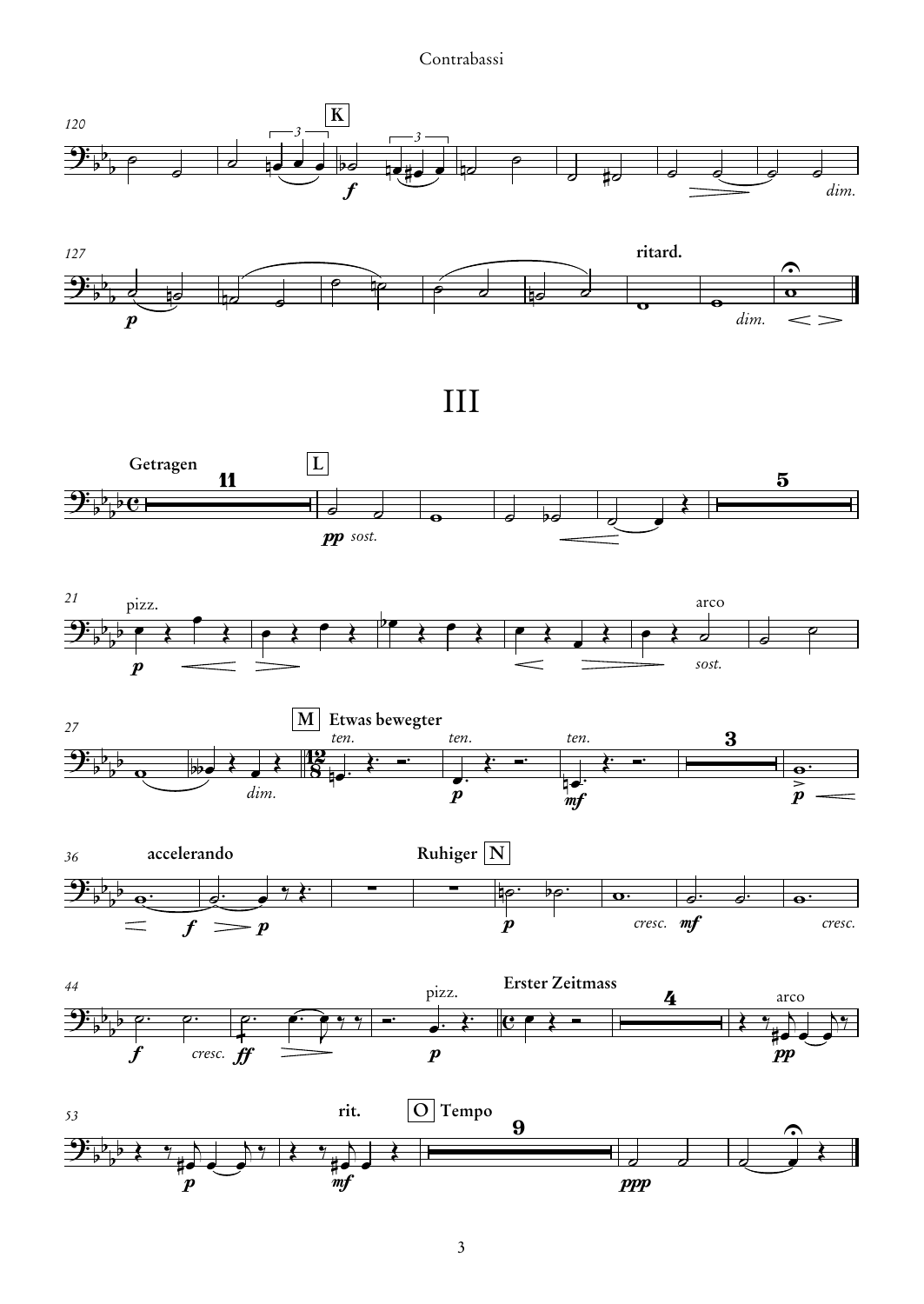# III

Getragen

Etwas bewegter

accelerando

Ruhiger

Erster Zeitmass

rit.

Tempo